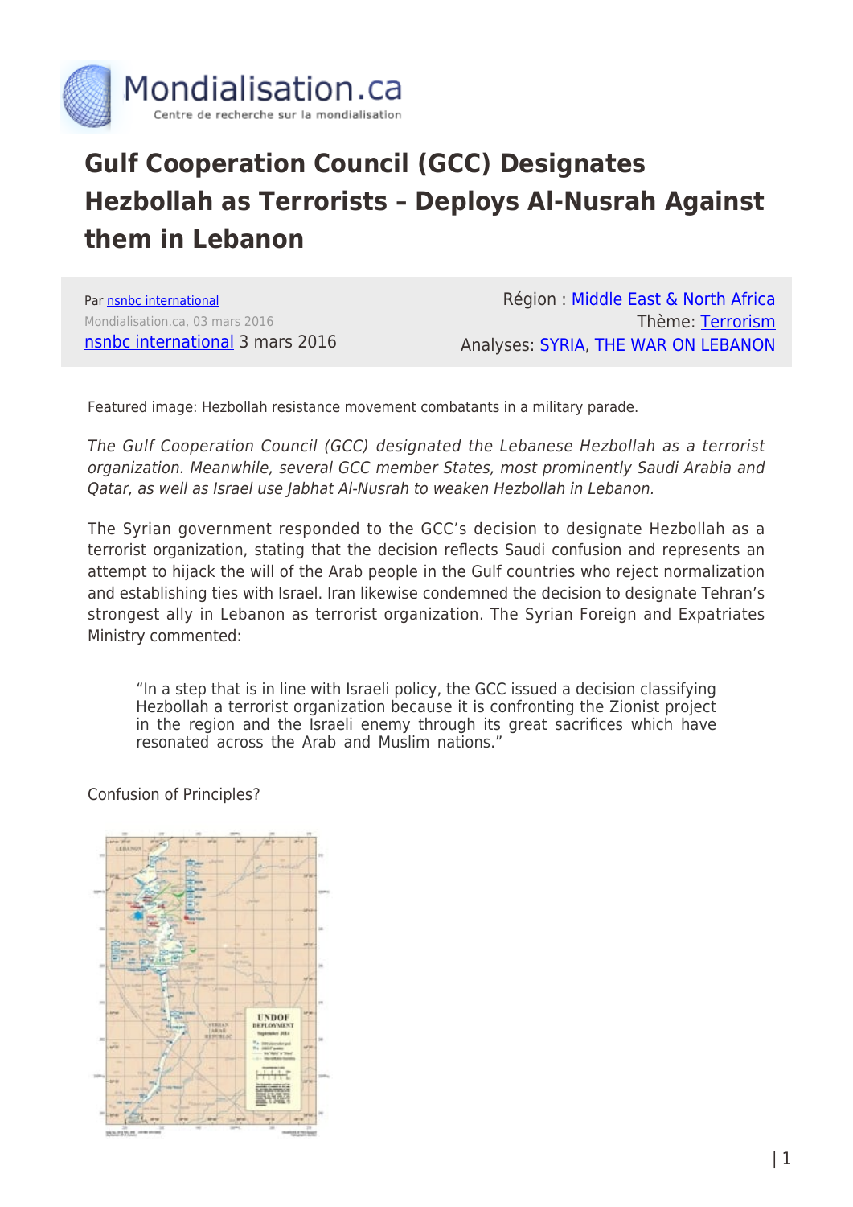# Gulf Cooperation Council (GCC) Designates Hezbollah as Terrorists – Deploys Al-Nusrah Against them in Lebanon

Par nsnbc international
Mondialisation.ca, 03 mars 2016
nsnbc international 3 mars 2016

Région : Middle East & North Africa
Thème: Terrorism
Analyses: SYRIA, THE WAR ON LEBANON

Featured image: Hezbollah resistance movement combatants in a military parade.

*The Gulf Cooperation Council (GCC) designated the Lebanese Hezbollah as a terrorist organization. Meanwhile, several GCC member States, most prominently Saudi Arabia and Qatar, as well as Israel use Jabhat Al-Nusrah to weaken Hezbollah in Lebanon.*

The Syrian government responded to the GCC's decision to designate Hezbollah as a terrorist organization, stating that the decision reflects Saudi confusion and represents an attempt to hijack the will of the Arab people in the Gulf countries who reject normalization and establishing ties with Israel. Iran likewise condemned the decision to designate Tehran's strongest ally in Lebanon as terrorist organization. The Syrian Foreign and Expatriates Ministry commented:

> "In a step that is in line with Israeli policy, the GCC issued a decision classifying Hezbollah a terrorist organization because it is confronting the Zionist project in the region and the Israeli enemy through its great sacrifices which have resonated across the Arab and Muslim nations."

Confusion of Principles?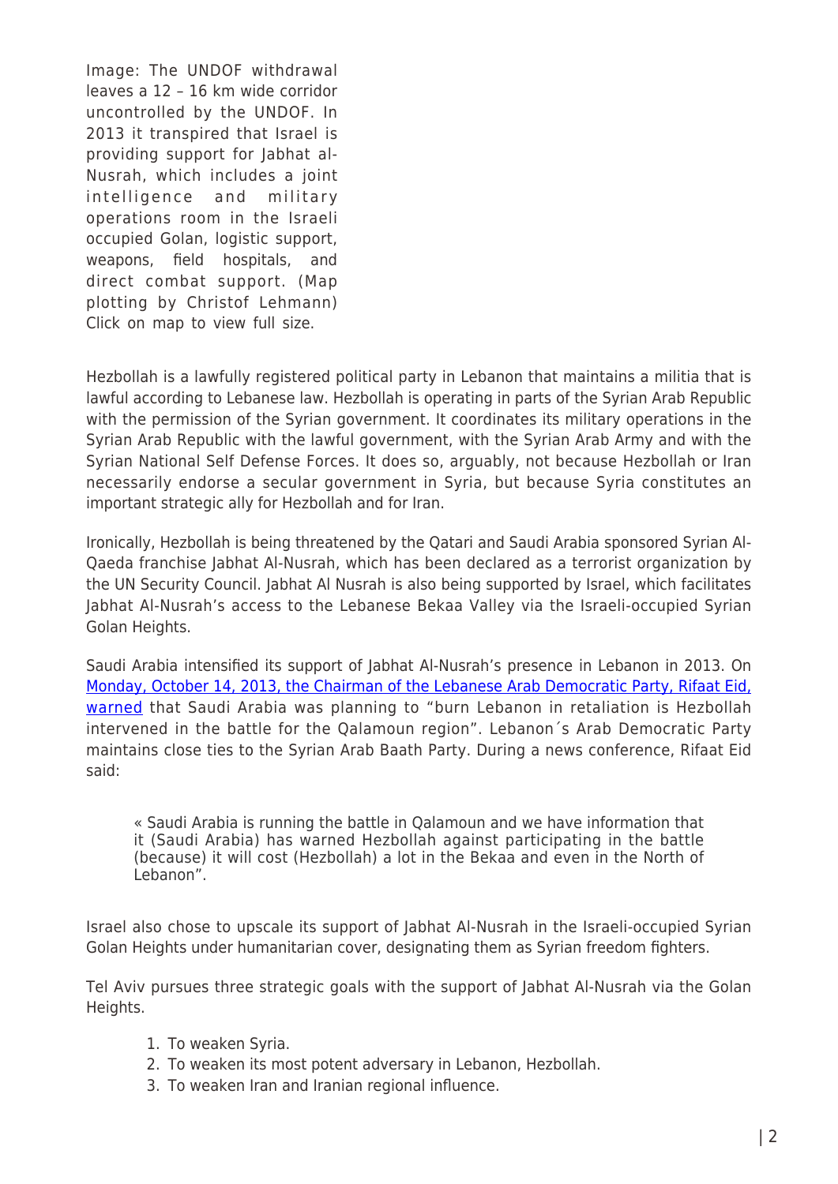Image: The UNDOF withdrawal leaves a 12 – 16 km wide corridor uncontrolled by the UNDOF. In 2013 it transpired that Israel is providing support for Jabhat al-Nusrah, which includes a joint intelligence and military operations room in the Israeli occupied Golan, logistic support, weapons, field hospitals, and direct combat support. (Map plotting by Christof Lehmann) Click on map to view full size.

Hezbollah is a lawfully registered political party in Lebanon that maintains a militia that is lawful according to Lebanese law. Hezbollah is operating in parts of the Syrian Arab Republic with the permission of the Syrian government. It coordinates its military operations in the Syrian Arab Republic with the lawful government, with the Syrian Arab Army and with the Syrian National Self Defense Forces. It does so, arguably, not because Hezbollah or Iran necessarily endorse a secular government in Syria, but because Syria constitutes an important strategic ally for Hezbollah and for Iran.

Ironically, Hezbollah is being threatened by the Qatari and Saudi Arabia sponsored Syrian Al-Qaeda franchise Jabhat Al-Nusrah, which has been declared as a terrorist organization by the UN Security Council. Jabhat Al Nusrah is also being supported by Israel, which facilitates Jabhat Al-Nusrah's access to the Lebanese Bekaa Valley via the Israeli-occupied Syrian Golan Heights.

Saudi Arabia intensified its support of Jabhat Al-Nusrah's presence in Lebanon in 2013. On Monday, October 14, 2013, the Chairman of the Lebanese Arab Democratic Party, Rifaat Eid, warned that Saudi Arabia was planning to "burn Lebanon in retaliation is Hezbollah intervened in the battle for the Qalamoun region". Lebanon´s Arab Democratic Party maintains close ties to the Syrian Arab Baath Party. During a news conference, Rifaat Eid said:

> « Saudi Arabia is running the battle in Qalamoun and we have information that it (Saudi Arabia) has warned Hezbollah against participating in the battle (because) it will cost (Hezbollah) a lot in the Bekaa and even in the North of Lebanon".

Israel also chose to upscale its support of Jabhat Al-Nusrah in the Israeli-occupied Syrian Golan Heights under humanitarian cover, designating them as Syrian freedom fighters.

Tel Aviv pursues three strategic goals with the support of Jabhat Al-Nusrah via the Golan Heights.

1. To weaken Syria.
2. To weaken its most potent adversary in Lebanon, Hezbollah.
3. To weaken Iran and Iranian regional influence.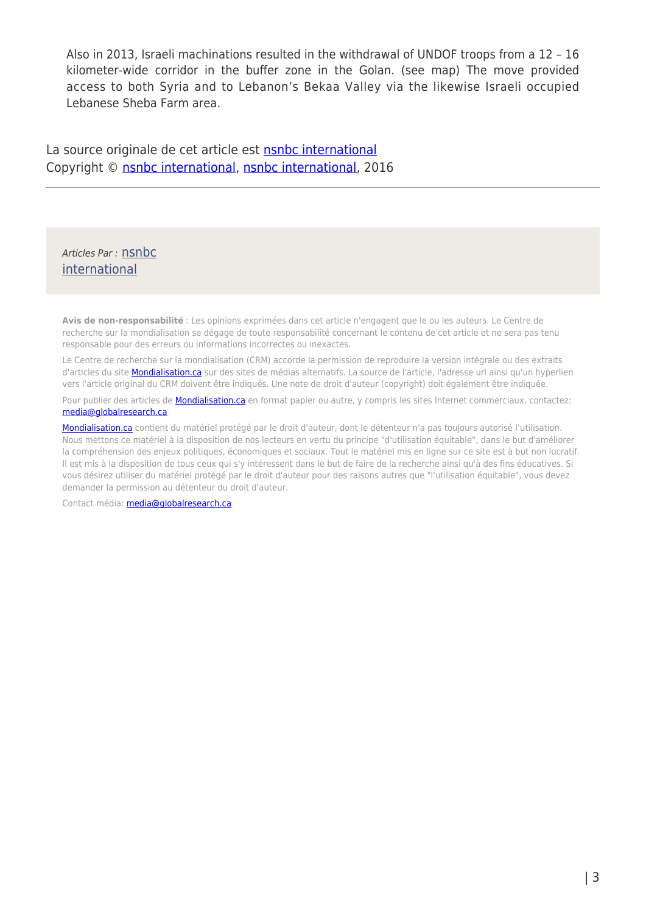Also in 2013, Israeli machinations resulted in the withdrawal of UNDOF troops from a 12 – 16 kilometer-wide corridor in the buffer zone in the Golan. (see map) The move provided access to both Syria and to Lebanon's Bekaa Valley via the likewise Israeli occupied Lebanese Sheba Farm area.

La source originale de cet article est nsnbc international
Copyright © nsnbc international, nsnbc international, 2016

---

*Articles Par :* nsnbc international

**Avis de non-responsabilité** : Les opinions exprimées dans cet article n'engagent que le ou les auteurs. Le Centre de recherche sur la mondialisation se dégage de toute responsabilité concernant le contenu de cet article et ne sera pas tenu responsable pour des erreurs ou informations incorrectes ou inexactes.

Le Centre de recherche sur la mondialisation (CRM) accorde la permission de reproduire la version intégrale ou des extraits d'articles du site Mondialisation.ca sur des sites de médias alternatifs. La source de l'article, l'adresse url ainsi qu'un hyperlien vers l'article original du CRM doivent être indiqués. Une note de droit d'auteur (copyright) doit également être indiquée.

Pour publier des articles de Mondialisation.ca en format papier ou autre, y compris les sites Internet commerciaux, contactez: media@globalresearch.ca

Mondialisation.ca contient du matériel protégé par le droit d'auteur, dont le détenteur n'a pas toujours autorisé l'utilisation. Nous mettons ce matériel à la disposition de nos lecteurs en vertu du principe "d'utilisation équitable", dans le but d'améliorer la compréhension des enjeux politiques, économiques et sociaux. Tout le matériel mis en ligne sur ce site est à but non lucratif. Il est mis à la disposition de tous ceux qui s'y intéressent dans le but de faire de la recherche ainsi qu'à des fins éducatives. Si vous désirez utiliser du matériel protégé par le droit d'auteur pour des raisons autres que "l'utilisation équitable", vous devez demander la permission au détenteur du droit d'auteur.

Contact média: media@globalresearch.ca